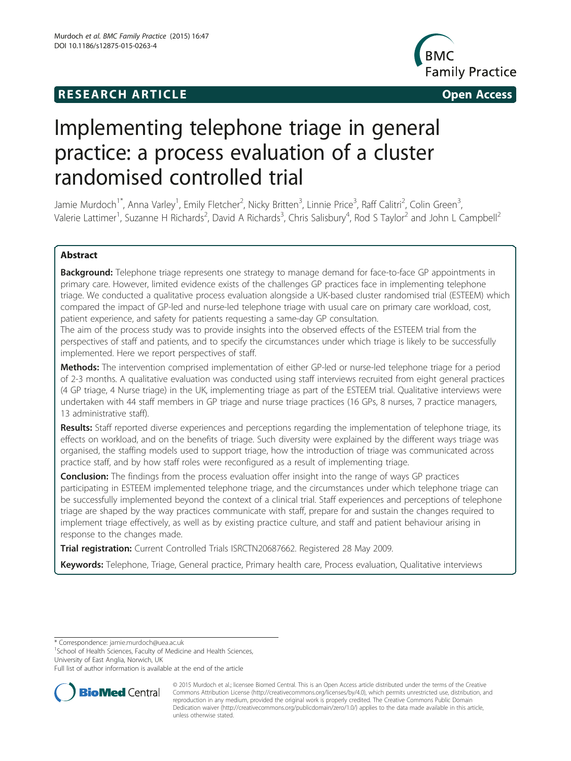RESEARCH ARTICLE Open Access

# Implementing telephone triage in general practice: a process evaluation of a cluster randomised controlled trial

Jamie Murdoch[1*], Anna Varley[1], Emily Fletcher[2], Nicky Britten[3], Linnie Price[3], Raff Calitri[2], Colin Green[3], Valerie Lattimer[1], Suzanne H Richards[2], David A Richards[3], Chris Salisbury[4], Rod S Taylor[2] and John L Campbell[2]

## Abstract

**Background:** Telephone triage represents one strategy to manage demand for face-to-face GP appointments in primary care. However, limited evidence exists of the challenges GP practices face in implementing telephone triage. We conducted a qualitative process evaluation alongside a UK-based cluster randomised trial (ESTEEM) which compared the impact of GP-led and nurse-led telephone triage with usual care on primary care workload, cost, patient experience, and safety for patients requesting a same-day GP consultation.

The aim of the process study was to provide insights into the observed effects of the ESTEEM trial from the perspectives of staff and patients, and to specify the circumstances under which triage is likely to be successfully implemented. Here we report perspectives of staff.

**Methods:** The intervention comprised implementation of either GP-led or nurse-led telephone triage for a period of 2-3 months. A qualitative evaluation was conducted using staff interviews recruited from eight general practices (4 GP triage, 4 Nurse triage) in the UK, implementing triage as part of the ESTEEM trial. Qualitative interviews were undertaken with 44 staff members in GP triage and nurse triage practices (16 GPs, 8 nurses, 7 practice managers, 13 administrative staff).

**Results:** Staff reported diverse experiences and perceptions regarding the implementation of telephone triage, its effects on workload, and on the benefits of triage. Such diversity were explained by the different ways triage was organised, the staffing models used to support triage, how the introduction of triage was communicated across practice staff, and by how staff roles were reconfigured as a result of implementing triage.

**Conclusion:** The findings from the process evaluation offer insight into the range of ways GP practices participating in ESTEEM implemented telephone triage, and the circumstances under which telephone triage can be successfully implemented beyond the context of a clinical trial. Staff experiences and perceptions of telephone triage are shaped by the way practices communicate with staff, prepare for and sustain the changes required to implement triage effectively, as well as by existing practice culture, and staff and patient behaviour arising in response to the changes made.

**Trial registration:** Current Controlled Trials ISRCTN20687662. Registered 28 May 2009.

**Keywords:** Telephone, Triage, General practice, Primary health care, Process evaluation, Qualitative interviews

* Correspondence: jamie.murdoch@uea.ac.uk
[1]School of Health Sciences, Faculty of Medicine and Health Sciences, University of East Anglia, Norwich, UK
Full list of author information is available at the end of the article

© 2015 Murdoch et al.; licensee Biomed Central. This is an Open Access article distributed under the terms of the Creative Commons Attribution License (http://creativecommons.org/licenses/by/4.0), which permits unrestricted use, distribution, and reproduction in any medium, provided the original work is properly credited. The Creative Commons Public Domain Dedication waiver (http://creativecommons.org/publicdomain/zero/1.0/) applies to the data made available in this article, unless otherwise stated.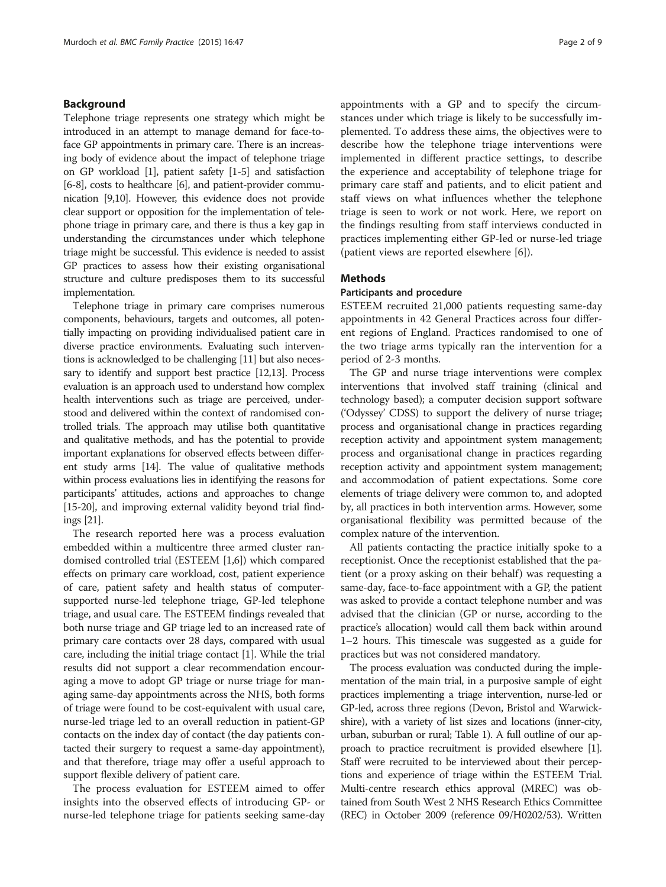## Background

Telephone triage represents one strategy which might be introduced in an attempt to manage demand for face-to-face GP appointments in primary care. There is an increasing body of evidence about the impact of telephone triage on GP workload [1], patient safety [1-5] and satisfaction [6-8], costs to healthcare [6], and patient-provider communication [9,10]. However, this evidence does not provide clear support or opposition for the implementation of telephone triage in primary care, and there is thus a key gap in understanding the circumstances under which telephone triage might be successful. This evidence is needed to assist GP practices to assess how their existing organisational structure and culture predisposes them to its successful implementation.

Telephone triage in primary care comprises numerous components, behaviours, targets and outcomes, all potentially impacting on providing individualised patient care in diverse practice environments. Evaluating such interventions is acknowledged to be challenging [11] but also necessary to identify and support best practice [12,13]. Process evaluation is an approach used to understand how complex health interventions such as triage are perceived, understood and delivered within the context of randomised controlled trials. The approach may utilise both quantitative and qualitative methods, and has the potential to provide important explanations for observed effects between different study arms [14]. The value of qualitative methods within process evaluations lies in identifying the reasons for participants' attitudes, actions and approaches to change [15-20], and improving external validity beyond trial findings [21].

The research reported here was a process evaluation embedded within a multicentre three armed cluster randomised controlled trial (ESTEEM [1,6]) which compared effects on primary care workload, cost, patient experience of care, patient safety and health status of computer-supported nurse-led telephone triage, GP-led telephone triage, and usual care. The ESTEEM findings revealed that both nurse triage and GP triage led to an increased rate of primary care contacts over 28 days, compared with usual care, including the initial triage contact [1]. While the trial results did not support a clear recommendation encouraging a move to adopt GP triage or nurse triage for managing same-day appointments across the NHS, both forms of triage were found to be cost-equivalent with usual care, nurse-led triage led to an overall reduction in patient-GP contacts on the index day of contact (the day patients contacted their surgery to request a same-day appointment), and that therefore, triage may offer a useful approach to support flexible delivery of patient care.

The process evaluation for ESTEEM aimed to offer insights into the observed effects of introducing GP- or nurse-led telephone triage for patients seeking same-day appointments with a GP and to specify the circumstances under which triage is likely to be successfully implemented. To address these aims, the objectives were to describe how the telephone triage interventions were implemented in different practice settings, to describe the experience and acceptability of telephone triage for primary care staff and patients, and to elicit patient and staff views on what influences whether the telephone triage is seen to work or not work. Here, we report on the findings resulting from staff interviews conducted in practices implementing either GP-led or nurse-led triage (patient views are reported elsewhere [6]).

## Methods

### Participants and procedure

ESTEEM recruited 21,000 patients requesting same-day appointments in 42 General Practices across four different regions of England. Practices randomised to one of the two triage arms typically ran the intervention for a period of 2-3 months.

The GP and nurse triage interventions were complex interventions that involved staff training (clinical and technology based); a computer decision support software ('Odyssey' CDSS) to support the delivery of nurse triage; process and organisational change in practices regarding reception activity and appointment system management; process and organisational change in practices regarding reception activity and appointment system management; and accommodation of patient expectations. Some core elements of triage delivery were common to, and adopted by, all practices in both intervention arms. However, some organisational flexibility was permitted because of the complex nature of the intervention.

All patients contacting the practice initially spoke to a receptionist. Once the receptionist established that the patient (or a proxy asking on their behalf) was requesting a same-day, face-to-face appointment with a GP, the patient was asked to provide a contact telephone number and was advised that the clinician (GP or nurse, according to the practice's allocation) would call them back within around 1–2 hours. This timescale was suggested as a guide for practices but was not considered mandatory.

The process evaluation was conducted during the implementation of the main trial, in a purposive sample of eight practices implementing a triage intervention, nurse-led or GP-led, across three regions (Devon, Bristol and Warwickshire), with a variety of list sizes and locations (inner-city, urban, suburban or rural; Table 1). A full outline of our approach to practice recruitment is provided elsewhere [1]. Staff were recruited to be interviewed about their perceptions and experience of triage within the ESTEEM Trial. Multi-centre research ethics approval (MREC) was obtained from South West 2 NHS Research Ethics Committee (REC) in October 2009 (reference 09/H0202/53). Written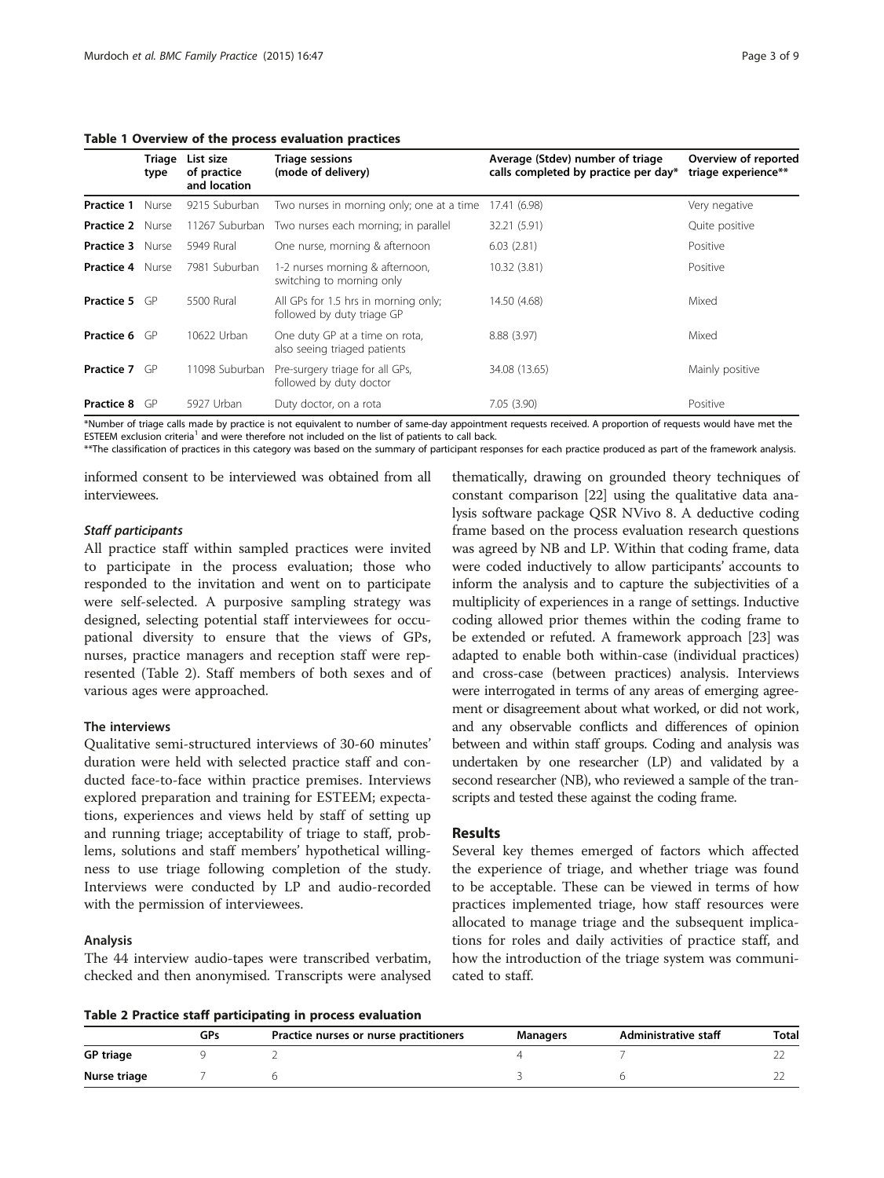**Table 1 Overview of the process evaluation practices**

| | Triage type | List size of practice and location | Triage sessions (mode of delivery) | Average (Stdev) number of triage calls completed by practice per day* | Overview of reported triage experience** |
|---|---|---|---|---|---|
| **Practice 1** | Nurse | 9215 Suburban | Two nurses in morning only; one at a time | 17.41 (6.98) | Very negative |
| **Practice 2** | Nurse | 11267 Suburban | Two nurses each morning; in parallel | 32.21 (5.91) | Quite positive |
| **Practice 3** | Nurse | 5949 Rural | One nurse, morning & afternoon | 6.03 (2.81) | Positive |
| **Practice 4** | Nurse | 7981 Suburban | 1-2 nurses morning & afternoon, switching to morning only | 10.32 (3.81) | Positive |
| **Practice 5** | GP | 5500 Rural | All GPs for 1.5 hrs in morning only; followed by duty triage GP | 14.50 (4.68) | Mixed |
| **Practice 6** | GP | 10622 Urban | One duty GP at a time on rota, also seeing triaged patients | 8.88 (3.97) | Mixed |
| **Practice 7** | GP | 11098 Suburban | Pre-surgery triage for all GPs, followed by duty doctor | 34.08 (13.65) | Mainly positive |
| **Practice 8** | GP | 5927 Urban | Duty doctor, on a rota | 7.05 (3.90) | Positive |

*Number of triage calls made by practice is not equivalent to number of same-day appointment requests received. A proportion of requests would have met the ESTEEM exclusion criteria[1] and were therefore not included on the list of patients to call back.

**The classification of practices in this category was based on the summary of participant responses for each practice produced as part of the framework analysis.

informed consent to be interviewed was obtained from all interviewees.

#### *Staff participants*

All practice staff within sampled practices were invited to participate in the process evaluation; those who responded to the invitation and went on to participate were self-selected. A purposive sampling strategy was designed, selecting potential staff interviewees for occupational diversity to ensure that the views of GPs, nurses, practice managers and reception staff were represented (Table 2). Staff members of both sexes and of various ages were approached.

### The interviews

Qualitative semi-structured interviews of 30-60 minutes' duration were held with selected practice staff and conducted face-to-face within practice premises. Interviews explored preparation and training for ESTEEM; expectations, experiences and views held by staff of setting up and running triage; acceptability of triage to staff, problems, solutions and staff members' hypothetical willingness to use triage following completion of the study. Interviews were conducted by LP and audio-recorded with the permission of interviewees.

### Analysis

The 44 interview audio-tapes were transcribed verbatim, checked and then anonymised. Transcripts were analysed thematically, drawing on grounded theory techniques of constant comparison [22] using the qualitative data analysis software package QSR NVivo 8. A deductive coding frame based on the process evaluation research questions was agreed by NB and LP. Within that coding frame, data were coded inductively to allow participants' accounts to inform the analysis and to capture the subjectivities of a multiplicity of experiences in a range of settings. Inductive coding allowed prior themes within the coding frame to be extended or refuted. A framework approach [23] was adapted to enable both within-case (individual practices) and cross-case (between practices) analysis. Interviews were interrogated in terms of any areas of emerging agreement or disagreement about what worked, or did not work, and any observable conflicts and differences of opinion between and within staff groups. Coding and analysis was undertaken by one researcher (LP) and validated by a second researcher (NB), who reviewed a sample of the transcripts and tested these against the coding frame.

## Results

Several key themes emerged of factors which affected the experience of triage, and whether triage was found to be acceptable. These can be viewed in terms of how practices implemented triage, how staff resources were allocated to manage triage and the subsequent implications for roles and daily activities of practice staff, and how the introduction of the triage system was communicated to staff.

**Table 2 Practice staff participating in process evaluation**

| | GPs | Practice nurses or nurse practitioners | Managers | Administrative staff | Total |
|---|---|---|---|---|---|
| **GP triage** | 9 | 2 | 4 | 7 | 22 |
| **Nurse triage** | 7 | 6 | 3 | 6 | 22 |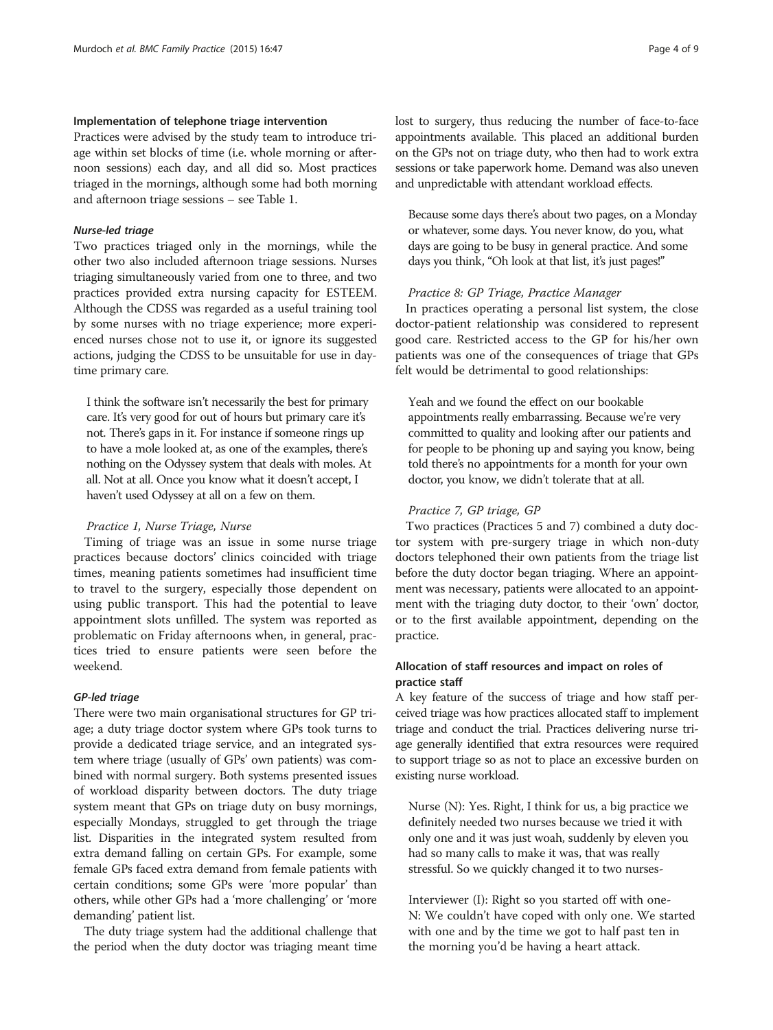### Implementation of telephone triage intervention

Practices were advised by the study team to introduce triage within set blocks of time (i.e. whole morning or afternoon sessions) each day, and all did so. Most practices triaged in the mornings, although some had both morning and afternoon triage sessions – see Table 1.

#### *Nurse-led triage*

Two practices triaged only in the mornings, while the other two also included afternoon triage sessions. Nurses triaging simultaneously varied from one to three, and two practices provided extra nursing capacity for ESTEEM. Although the CDSS was regarded as a useful training tool by some nurses with no triage experience; more experienced nurses chose not to use it, or ignore its suggested actions, judging the CDSS to be unsuitable for use in daytime primary care.

> I think the software isn't necessarily the best for primary care. It's very good for out of hours but primary care it's not. There's gaps in it. For instance if someone rings up to have a mole looked at, as one of the examples, there's nothing on the Odyssey system that deals with moles. At all. Not at all. Once you know what it doesn't accept, I haven't used Odyssey at all on a few on them.
>
> *Practice 1, Nurse Triage, Nurse*

Timing of triage was an issue in some nurse triage practices because doctors' clinics coincided with triage times, meaning patients sometimes had insufficient time to travel to the surgery, especially those dependent on using public transport. This had the potential to leave appointment slots unfilled. The system was reported as problematic on Friday afternoons when, in general, practices tried to ensure patients were seen before the weekend.

#### *GP-led triage*

There were two main organisational structures for GP triage; a duty triage doctor system where GPs took turns to provide a dedicated triage service, and an integrated system where triage (usually of GPs' own patients) was combined with normal surgery. Both systems presented issues of workload disparity between doctors. The duty triage system meant that GPs on triage duty on busy mornings, especially Mondays, struggled to get through the triage list. Disparities in the integrated system resulted from extra demand falling on certain GPs. For example, some female GPs faced extra demand from female patients with certain conditions; some GPs were 'more popular' than others, while other GPs had a 'more challenging' or 'more demanding' patient list.

The duty triage system had the additional challenge that the period when the duty doctor was triaging meant time lost to surgery, thus reducing the number of face-to-face appointments available. This placed an additional burden on the GPs not on triage duty, who then had to work extra sessions or take paperwork home. Demand was also uneven and unpredictable with attendant workload effects.

> Because some days there's about two pages, on a Monday or whatever, some days. You never know, do you, what days are going to be busy in general practice. And some days you think, "Oh look at that list, it's just pages!"
>
> *Practice 8: GP Triage, Practice Manager*

In practices operating a personal list system, the close doctor-patient relationship was considered to represent good care. Restricted access to the GP for his/her own patients was one of the consequences of triage that GPs felt would be detrimental to good relationships:

> Yeah and we found the effect on our bookable appointments really embarrassing. Because we're very committed to quality and looking after our patients and for people to be phoning up and saying you know, being told there's no appointments for a month for your own doctor, you know, we didn't tolerate that at all.
>
> *Practice 7, GP triage, GP*

Two practices (Practices 5 and 7) combined a duty doctor system with pre-surgery triage in which non-duty doctors telephoned their own patients from the triage list before the duty doctor began triaging. Where an appointment was necessary, patients were allocated to an appointment with the triaging duty doctor, to their 'own' doctor, or to the first available appointment, depending on the practice.

### Allocation of staff resources and impact on roles of practice staff

A key feature of the success of triage and how staff perceived triage was how practices allocated staff to implement triage and conduct the trial. Practices delivering nurse triage generally identified that extra resources were required to support triage so as not to place an excessive burden on existing nurse workload.

> Nurse (N): Yes. Right, I think for us, a big practice we definitely needed two nurses because we tried it with only one and it was just woah, suddenly by eleven you had so many calls to make it was, that was really stressful. So we quickly changed it to two nurses-
>
> Interviewer (I): Right so you started off with one-
> N: We couldn't have coped with only one. We started with one and by the time we got to half past ten in the morning you'd be having a heart attack.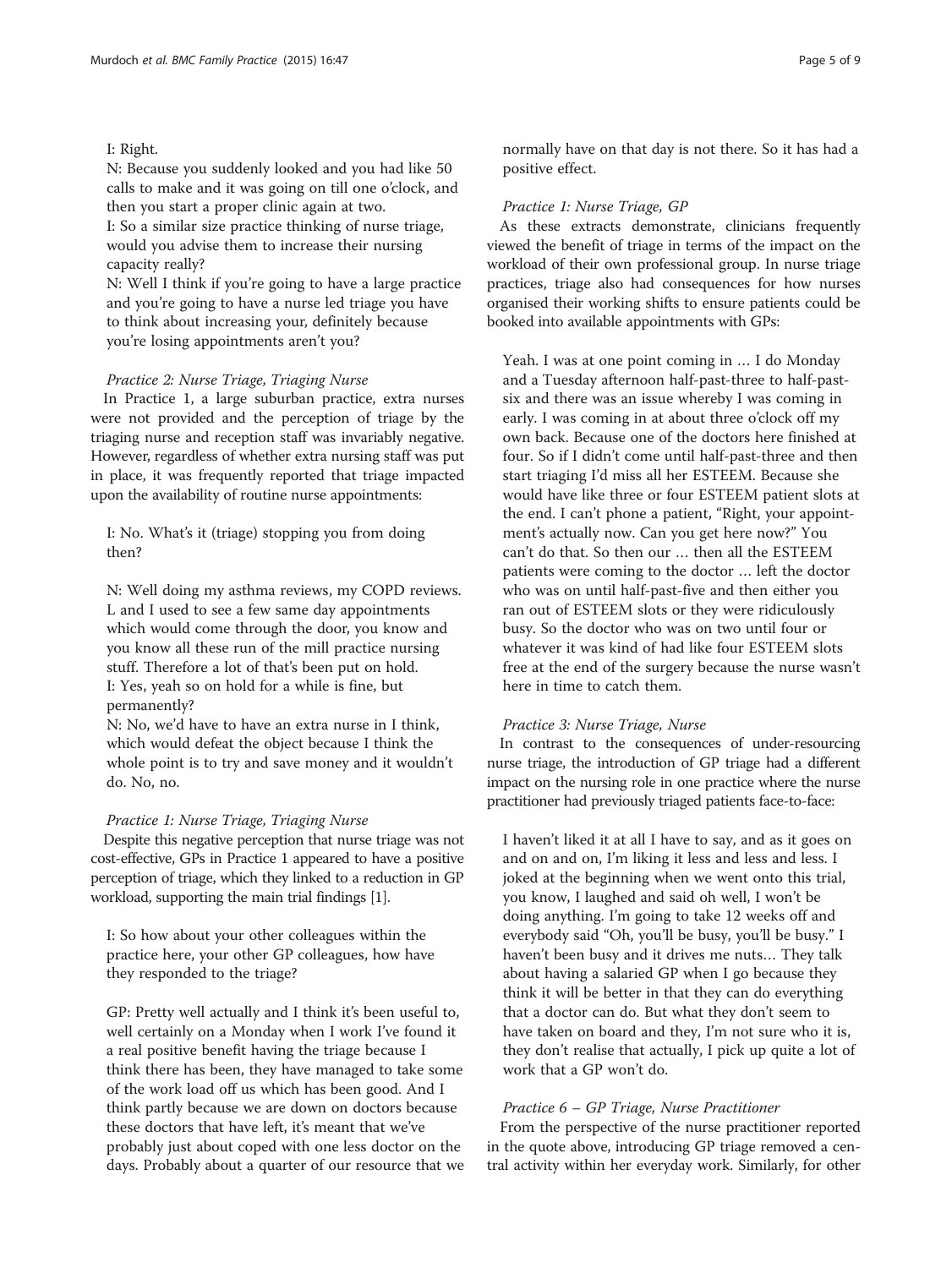I: Right.

N: Because you suddenly looked and you had like 50 calls to make and it was going on till one o'clock, and then you start a proper clinic again at two.

I: So a similar size practice thinking of nurse triage, would you advise them to increase their nursing capacity really?

N: Well I think if you're going to have a large practice and you're going to have a nurse led triage you have to think about increasing your, definitely because you're losing appointments aren't you?

*Practice 2: Nurse Triage, Triaging Nurse*

In Practice 1, a large suburban practice, extra nurses were not provided and the perception of triage by the triaging nurse and reception staff was invariably negative. However, regardless of whether extra nursing staff was put in place, it was frequently reported that triage impacted upon the availability of routine nurse appointments:

> I: No. What's it (triage) stopping you from doing then?
>
> N: Well doing my asthma reviews, my COPD reviews. L and I used to see a few same day appointments which would come through the door, you know and you know all these run of the mill practice nursing stuff. Therefore a lot of that's been put on hold.
>
> I: Yes, yeah so on hold for a while is fine, but permanently?
>
> N: No, we'd have to have an extra nurse in I think, which would defeat the object because I think the whole point is to try and save money and it wouldn't do. No, no.

*Practice 1: Nurse Triage, Triaging Nurse*

Despite this negative perception that nurse triage was not cost-effective, GPs in Practice 1 appeared to have a positive perception of triage, which they linked to a reduction in GP workload, supporting the main trial findings [1].

> I: So how about your other colleagues within the practice here, your other GP colleagues, how have they responded to the triage?
>
> GP: Pretty well actually and I think it's been useful to, well certainly on a Monday when I work I've found it a real positive benefit having the triage because I think there has been, they have managed to take some of the work load off us which has been good. And I think partly because we are down on doctors because these doctors that have left, it's meant that we've probably just about coped with one less doctor on the days. Probably about a quarter of our resource that we normally have on that day is not there. So it has had a positive effect.

*Practice 1: Nurse Triage, GP*

As these extracts demonstrate, clinicians frequently viewed the benefit of triage in terms of the impact on the workload of their own professional group. In nurse triage practices, triage also had consequences for how nurses organised their working shifts to ensure patients could be booked into available appointments with GPs:

> Yeah. I was at one point coming in … I do Monday and a Tuesday afternoon half-past-three to half-past-six and there was an issue whereby I was coming in early. I was coming in at about three o'clock off my own back. Because one of the doctors here finished at four. So if I didn't come until half-past-three and then start triaging I'd miss all her ESTEEM. Because she would have like three or four ESTEEM patient slots at the end. I can't phone a patient, "Right, your appointment's actually now. Can you get here now?" You can't do that. So then our … then all the ESTEEM patients were coming to the doctor … left the doctor who was on until half-past-five and then either you ran out of ESTEEM slots or they were ridiculously busy. So the doctor who was on two until four or whatever it was kind of had like four ESTEEM slots free at the end of the surgery because the nurse wasn't here in time to catch them.

*Practice 3: Nurse Triage, Nurse*

In contrast to the consequences of under-resourcing nurse triage, the introduction of GP triage had a different impact on the nursing role in one practice where the nurse practitioner had previously triaged patients face-to-face:

> I haven't liked it at all I have to say, and as it goes on and on and on, I'm liking it less and less and less. I joked at the beginning when we went onto this trial, you know, I laughed and said oh well, I won't be doing anything. I'm going to take 12 weeks off and everybody said "Oh, you'll be busy, you'll be busy." I haven't been busy and it drives me nuts… They talk about having a salaried GP when I go because they think it will be better in that they can do everything that a doctor can do. But what they don't seem to have taken on board and they, I'm not sure who it is, they don't realise that actually, I pick up quite a lot of work that a GP won't do.

*Practice 6 – GP Triage, Nurse Practitioner*

From the perspective of the nurse practitioner reported in the quote above, introducing GP triage removed a central activity within her everyday work. Similarly, for other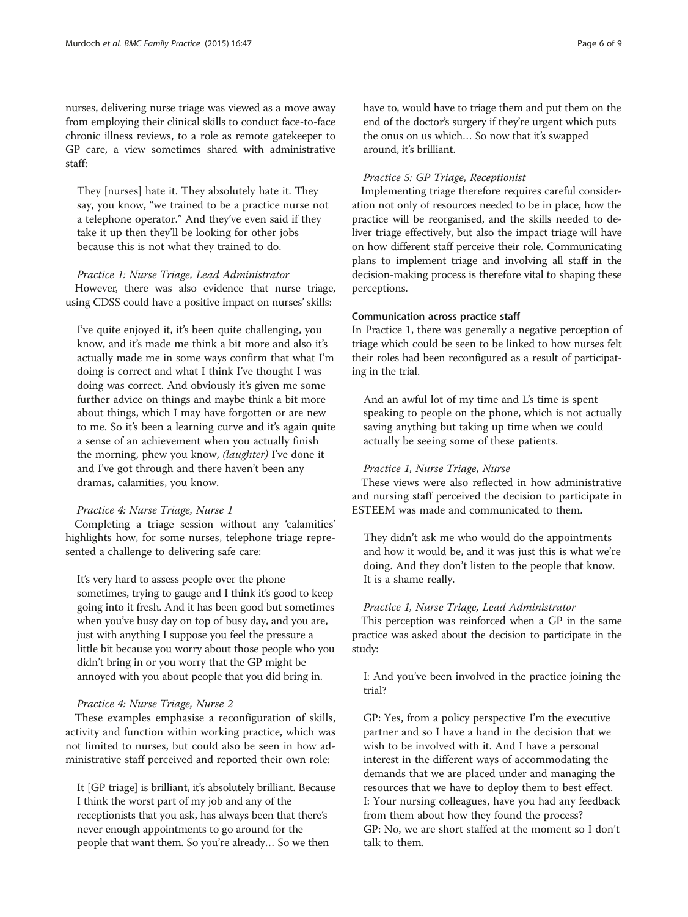nurses, delivering nurse triage was viewed as a move away from employing their clinical skills to conduct face-to-face chronic illness reviews, to a role as remote gatekeeper to GP care, a view sometimes shared with administrative staff:

> They [nurses] hate it. They absolutely hate it. They say, you know, "we trained to be a practice nurse not a telephone operator." And they've even said if they take it up then they'll be looking for other jobs because this is not what they trained to do.
>
> *Practice 1: Nurse Triage, Lead Administrator*

However, there was also evidence that nurse triage, using CDSS could have a positive impact on nurses' skills:

> I've quite enjoyed it, it's been quite challenging, you know, and it's made me think a bit more and also it's actually made me in some ways confirm that what I'm doing is correct and what I think I've thought I was doing was correct. And obviously it's given me some further advice on things and maybe think a bit more about things, which I may have forgotten or are new to me. So it's been a learning curve and it's again quite a sense of an achievement when you actually finish the morning, phew you know, *(laughter)* I've done it and I've got through and there haven't been any dramas, calamities, you know.
>
> *Practice 4: Nurse Triage, Nurse 1*

Completing a triage session without any 'calamities' highlights how, for some nurses, telephone triage represented a challenge to delivering safe care:

> It's very hard to assess people over the phone sometimes, trying to gauge and I think it's good to keep going into it fresh. And it has been good but sometimes when you've busy day on top of busy day, and you are, just with anything I suppose you feel the pressure a little bit because you worry about those people who you didn't bring in or you worry that the GP might be annoyed with you about people that you did bring in.
>
> *Practice 4: Nurse Triage, Nurse 2*

These examples emphasise a reconfiguration of skills, activity and function within working practice, which was not limited to nurses, but could also be seen in how administrative staff perceived and reported their own role:

> It [GP triage] is brilliant, it's absolutely brilliant. Because I think the worst part of my job and any of the receptionists that you ask, has always been that there's never enough appointments to go around for the people that want them. So you're already… So we then have to, would have to triage them and put them on the end of the doctor's surgery if they're urgent which puts the onus on us which… So now that it's swapped around, it's brilliant.
>
> *Practice 5: GP Triage, Receptionist*

Implementing triage therefore requires careful consideration not only of resources needed to be in place, how the practice will be reorganised, and the skills needed to deliver triage effectively, but also the impact triage will have on how different staff perceive their role. Communicating plans to implement triage and involving all staff in the decision-making process is therefore vital to shaping these perceptions.

#### Communication across practice staff

In Practice 1, there was generally a negative perception of triage which could be seen to be linked to how nurses felt their roles had been reconfigured as a result of participating in the trial.

> And an awful lot of my time and L's time is spent speaking to people on the phone, which is not actually saving anything but taking up time when we could actually be seeing some of these patients.
>
> *Practice 1, Nurse Triage, Nurse*

These views were also reflected in how administrative and nursing staff perceived the decision to participate in ESTEEM was made and communicated to them.

> They didn't ask me who would do the appointments and how it would be, and it was just this is what we're doing. And they don't listen to the people that know. It is a shame really.
>
> *Practice 1, Nurse Triage, Lead Administrator*

This perception was reinforced when a GP in the same practice was asked about the decision to participate in the study:

> I: And you've been involved in the practice joining the trial?
>
> GP: Yes, from a policy perspective I'm the executive partner and so I have a hand in the decision that we wish to be involved with it. And I have a personal interest in the different ways of accommodating the demands that we are placed under and managing the resources that we have to deploy them to best effect.
> I: Your nursing colleagues, have you had any feedback from them about how they found the process?
> GP: No, we are short staffed at the moment so I don't talk to them.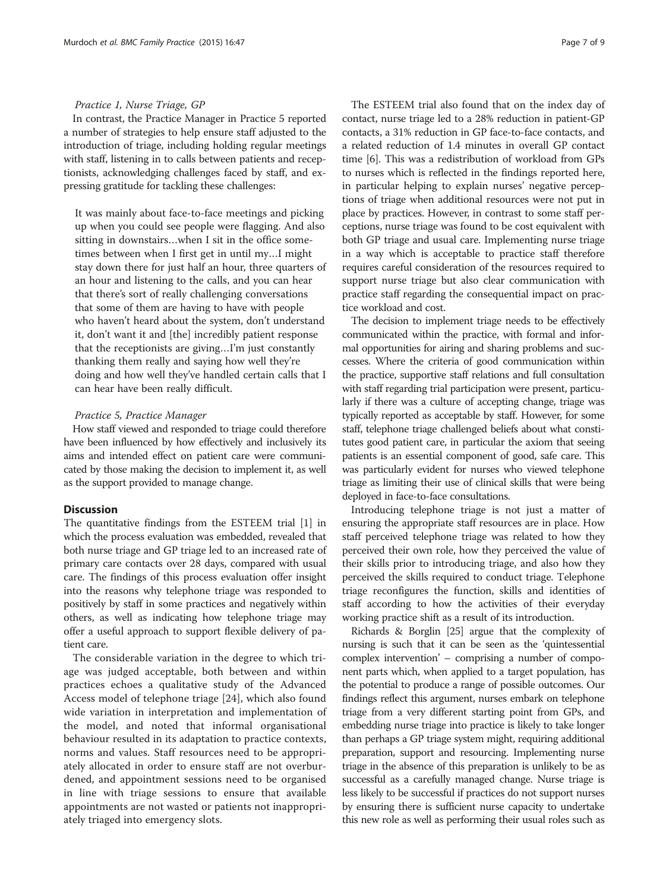*Practice 1, Nurse Triage, GP*

In contrast, the Practice Manager in Practice 5 reported a number of strategies to help ensure staff adjusted to the introduction of triage, including holding regular meetings with staff, listening in to calls between patients and receptionists, acknowledging challenges faced by staff, and expressing gratitude for tackling these challenges:

> It was mainly about face-to-face meetings and picking up when you could see people were flagging. And also sitting in downstairs…when I sit in the office sometimes between when I first get in until my…I might stay down there for just half an hour, three quarters of an hour and listening to the calls, and you can hear that there's sort of really challenging conversations that some of them are having to have with people who haven't heard about the system, don't understand it, don't want it and [the] incredibly patient response that the receptionists are giving…I'm just constantly thanking them really and saying how well they're doing and how well they've handled certain calls that I can hear have been really difficult.

*Practice 5, Practice Manager*

How staff viewed and responded to triage could therefore have been influenced by how effectively and inclusively its aims and intended effect on patient care were communicated by those making the decision to implement it, as well as the support provided to manage change.

## Discussion

The quantitative findings from the ESTEEM trial [1] in which the process evaluation was embedded, revealed that both nurse triage and GP triage led to an increased rate of primary care contacts over 28 days, compared with usual care. The findings of this process evaluation offer insight into the reasons why telephone triage was responded to positively by staff in some practices and negatively within others, as well as indicating how telephone triage may offer a useful approach to support flexible delivery of patient care.

The considerable variation in the degree to which triage was judged acceptable, both between and within practices echoes a qualitative study of the Advanced Access model of telephone triage [24], which also found wide variation in interpretation and implementation of the model, and noted that informal organisational behaviour resulted in its adaptation to practice contexts, norms and values. Staff resources need to be appropriately allocated in order to ensure staff are not overburdened, and appointment sessions need to be organised in line with triage sessions to ensure that available appointments are not wasted or patients not inappropriately triaged into emergency slots.

The ESTEEM trial also found that on the index day of contact, nurse triage led to a 28% reduction in patient-GP contacts, a 31% reduction in GP face-to-face contacts, and a related reduction of 1.4 minutes in overall GP contact time [6]. This was a redistribution of workload from GPs to nurses which is reflected in the findings reported here, in particular helping to explain nurses' negative perceptions of triage when additional resources were not put in place by practices. However, in contrast to some staff perceptions, nurse triage was found to be cost equivalent with both GP triage and usual care. Implementing nurse triage in a way which is acceptable to practice staff therefore requires careful consideration of the resources required to support nurse triage but also clear communication with practice staff regarding the consequential impact on practice workload and cost.

The decision to implement triage needs to be effectively communicated within the practice, with formal and informal opportunities for airing and sharing problems and successes. Where the criteria of good communication within the practice, supportive staff relations and full consultation with staff regarding trial participation were present, particularly if there was a culture of accepting change, triage was typically reported as acceptable by staff. However, for some staff, telephone triage challenged beliefs about what constitutes good patient care, in particular the axiom that seeing patients is an essential component of good, safe care. This was particularly evident for nurses who viewed telephone triage as limiting their use of clinical skills that were being deployed in face-to-face consultations.

Introducing telephone triage is not just a matter of ensuring the appropriate staff resources are in place. How staff perceived telephone triage was related to how they perceived their own role, how they perceived the value of their skills prior to introducing triage, and also how they perceived the skills required to conduct triage. Telephone triage reconfigures the function, skills and identities of staff according to how the activities of their everyday working practice shift as a result of its introduction.

Richards & Borglin [25] argue that the complexity of nursing is such that it can be seen as the 'quintessential complex intervention' – comprising a number of component parts which, when applied to a target population, has the potential to produce a range of possible outcomes. Our findings reflect this argument, nurses embark on telephone triage from a very different starting point from GPs, and embedding nurse triage into practice is likely to take longer than perhaps a GP triage system might, requiring additional preparation, support and resourcing. Implementing nurse triage in the absence of this preparation is unlikely to be as successful as a carefully managed change. Nurse triage is less likely to be successful if practices do not support nurses by ensuring there is sufficient nurse capacity to undertake this new role as well as performing their usual roles such as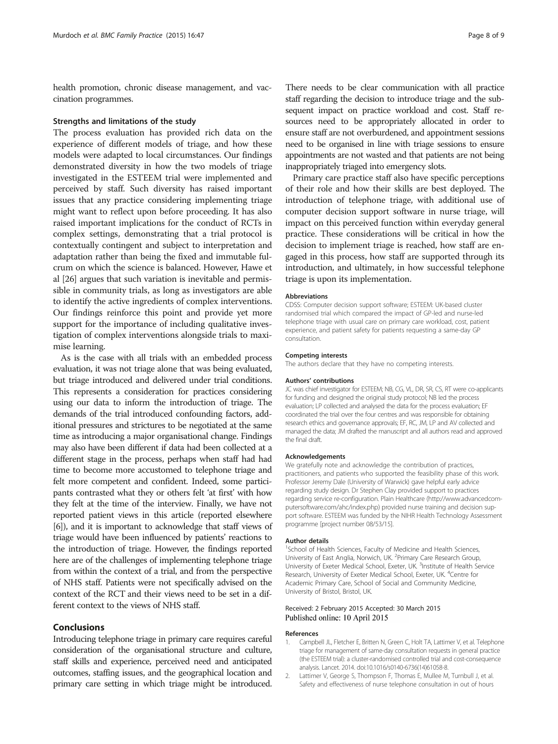health promotion, chronic disease management, and vaccination programmes.

### Strengths and limitations of the study

The process evaluation has provided rich data on the experience of different models of triage, and how these models were adapted to local circumstances. Our findings demonstrated diversity in how the two models of triage investigated in the ESTEEM trial were implemented and perceived by staff. Such diversity has raised important issues that any practice considering implementing triage might want to reflect upon before proceeding. It has also raised important implications for the conduct of RCTs in complex settings, demonstrating that a trial protocol is contextually contingent and subject to interpretation and adaptation rather than being the fixed and immutable fulcrum on which the science is balanced. However, Hawe et al [26] argues that such variation is inevitable and permissible in community trials, as long as investigators are able to identify the active ingredients of complex interventions. Our findings reinforce this point and provide yet more support for the importance of including qualitative investigation of complex interventions alongside trials to maximise learning.

As is the case with all trials with an embedded process evaluation, it was not triage alone that was being evaluated, but triage introduced and delivered under trial conditions. This represents a consideration for practices considering using our data to inform the introduction of triage. The demands of the trial introduced confounding factors, additional pressures and strictures to be negotiated at the same time as introducing a major organisational change. Findings may also have been different if data had been collected at a different stage in the process, perhaps when staff had had time to become more accustomed to telephone triage and felt more competent and confident. Indeed, some participants contrasted what they or others felt 'at first' with how they felt at the time of the interview. Finally, we have not reported patient views in this article (reported elsewhere [6]), and it is important to acknowledge that staff views of triage would have been influenced by patients' reactions to the introduction of triage. However, the findings reported here are of the challenges of implementing telephone triage from within the context of a trial, and from the perspective of NHS staff. Patients were not specifically advised on the context of the RCT and their views need to be set in a different context to the views of NHS staff.

## Conclusions

Introducing telephone triage in primary care requires careful consideration of the organisational structure and culture, staff skills and experience, perceived need and anticipated outcomes, staffing issues, and the geographical location and primary care setting in which triage might be introduced. There needs to be clear communication with all practice staff regarding the decision to introduce triage and the subsequent impact on practice workload and cost. Staff resources need to be appropriately allocated in order to ensure staff are not overburdened, and appointment sessions need to be organised in line with triage sessions to ensure appointments are not wasted and that patients are not being inappropriately triaged into emergency slots.

Primary care practice staff also have specific perceptions of their role and how their skills are best deployed. The introduction of telephone triage, with additional use of computer decision support software in nurse triage, will impact on this perceived function within everyday general practice. These considerations will be critical in how the decision to implement triage is reached, how staff are engaged in this process, how staff are supported through its introduction, and ultimately, in how successful telephone triage is upon its implementation.

#### Abbreviations

CDSS: Computer decision support software; ESTEEM: UK-based cluster randomised trial which compared the impact of GP-led and nurse-led telephone triage with usual care on primary care workload, cost, patient experience, and patient safety for patients requesting a same-day GP consultation.

#### Competing interests

The authors declare that they have no competing interests.

#### Authors' contributions

JC was chief investigator for ESTEEM; NB, CG, VL, DR, SR, CS, RT were co-applicants for funding and designed the original study protocol; NB led the process evaluation; LP collected and analysed the data for the process evaluation; EF coordinated the trial over the four centres and was responsible for obtaining research ethics and governance approvals; EF, RC, JM, LP and AV collected and managed the data; JM drafted the manuscript and all authors read and approved the final draft.

#### Acknowledgements

We gratefully note and acknowledge the contribution of practices, practitioners, and patients who supported the feasibility phase of this work. Professor Jeremy Dale (University of Warwick) gave helpful early advice regarding study design. Dr Stephen Clay provided support to practices regarding service re-configuration. Plain Healthcare (http://www.advancedcomputersoftware.com/ahc/index.php) provided nurse training and decision support software. ESTEEM was funded by the NIHR Health Technology Assessment programme [project number 08/53/15].

#### Author details

[1]School of Health Sciences, Faculty of Medicine and Health Sciences, University of East Anglia, Norwich, UK. [2]Primary Care Research Group, University of Exeter Medical School, Exeter, UK. [3]Institute of Health Service Research, University of Exeter Medical School, Exeter, UK. [4]Centre for Academic Primary Care, School of Social and Community Medicine, University of Bristol, Bristol, UK.

Received: 2 February 2015 Accepted: 30 March 2015
Published online: 10 April 2015

#### References

1. Campbell JL, Fletcher E, Britten N, Green C, Holt TA, Lattimer V, et al. Telephone triage for management of same-day consultation requests in general practice (the ESTEEM trial): a cluster-randomised controlled trial and cost-consequence analysis. Lancet. 2014. doi:10.1016/s0140-6736(14)61058-8.
2. Lattimer V, George S, Thompson F, Thomas E, Mullee M, Turnbull J, et al. Safety and effectiveness of nurse telephone consultation in out of hours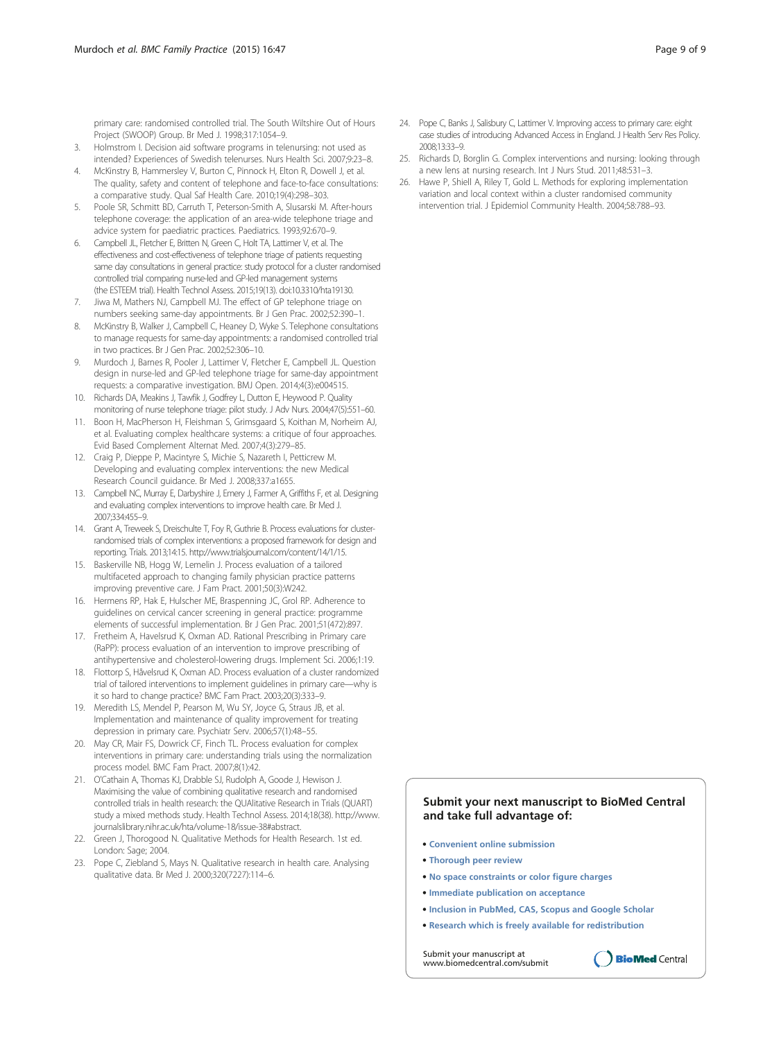primary care: randomised controlled trial. The South Wiltshire Out of Hours Project (SWOOP) Group. Br Med J. 1998;317:1054–9.

3. Holmstrom I. Decision aid software programs in telenursing: not used as intended? Experiences of Swedish telenurses. Nurs Health Sci. 2007;9:23–8.
4. McKinstry B, Hammersley V, Burton C, Pinnock H, Elton R, Dowell J, et al. The quality, safety and content of telephone and face-to-face consultations: a comparative study. Qual Saf Health Care. 2010;19(4):298–303.
5. Poole SR, Schmitt BD, Carruth T, Peterson-Smith A, Slusarski M. After-hours telephone coverage: the application of an area-wide telephone triage and advice system for paediatric practices. Paediatrics. 1993;92:670–9.
6. Campbell JL, Fletcher E, Britten N, Green C, Holt TA, Lattimer V, et al. The effectiveness and cost-effectiveness of telephone triage of patients requesting same day consultations in general practice: study protocol for a cluster randomised controlled trial comparing nurse-led and GP-led management systems (the ESTEEM trial). Health Technol Assess. 2015;19(13). doi:10.3310/hta19130.
7. Jiwa M, Mathers NJ, Campbell MJ. The effect of GP telephone triage on numbers seeking same-day appointments. Br J Gen Prac. 2002;52:390–1.
8. McKinstry B, Walker J, Campbell C, Heaney D, Wyke S. Telephone consultations to manage requests for same-day appointments: a randomised controlled trial in two practices. Br J Gen Prac. 2002;52:306–10.
9. Murdoch J, Barnes R, Pooler J, Lattimer V, Fletcher E, Campbell JL. Question design in nurse-led and GP-led telephone triage for same-day appointment requests: a comparative investigation. BMJ Open. 2014;4(3):e004515.
10. Richards DA, Meakins J, Tawfik J, Godfrey L, Dutton E, Heywood P. Quality monitoring of nurse telephone triage: pilot study. J Adv Nurs. 2004;47(5):551–60.
11. Boon H, MacPherson H, Fleishman S, Grimsgaard S, Koithan M, Norheim AJ, et al. Evaluating complex healthcare systems: a critique of four approaches. Evid Based Complement Alternat Med. 2007;4(3):279–85.
12. Craig P, Dieppe P, Macintyre S, Michie S, Nazareth I, Petticrew M. Developing and evaluating complex interventions: the new Medical Research Council guidance. Br Med J. 2008;337:a1655.
13. Campbell NC, Murray E, Darbyshire J, Emery J, Farmer A, Griffiths F, et al. Designing and evaluating complex interventions to improve health care. Br Med J. 2007;334:455–9.
14. Grant A, Treweek S, Dreischulte T, Foy R, Guthrie B. Process evaluations for cluster-randomised trials of complex interventions: a proposed framework for design and reporting. Trials. 2013;14:15. http://www.trialsjournal.com/content/14/1/15.
15. Baskerville NB, Hogg W, Lemelin J. Process evaluation of a tailored multifaceted approach to changing family physician practice patterns improving preventive care. J Fam Pract. 2001;50(3):W242.
16. Hermens RP, Hak E, Hulscher ME, Braspenning JC, Grol RP. Adherence to guidelines on cervical cancer screening in general practice: programme elements of successful implementation. Br J Gen Prac. 2001;51(472):897.
17. Fretheim A, Havelsrud K, Oxman AD. Rational Prescribing in Primary care (RaPP): process evaluation of an intervention to improve prescribing of antihypertensive and cholesterol-lowering drugs. Implement Sci. 2006;1:19.
18. Flottorp S, Håvelsrud K, Oxman AD. Process evaluation of a cluster randomized trial of tailored interventions to implement guidelines in primary care—why is it so hard to change practice? BMC Fam Pract. 2003;20(3):333–9.
19. Meredith LS, Mendel P, Pearson M, Wu SY, Joyce G, Straus JB, et al. Implementation and maintenance of quality improvement for treating depression in primary care. Psychiatr Serv. 2006;57(1):48–55.
20. May CR, Mair FS, Dowrick CF, Finch TL. Process evaluation for complex interventions in primary care: understanding trials using the normalization process model. BMC Fam Pract. 2007;8(1):42.
21. O'Cathain A, Thomas KJ, Drabble SJ, Rudolph A, Goode J, Hewison J. Maximising the value of combining qualitative research and randomised controlled trials in health research: the QUAlitative Research in Trials (QUART) study a mixed methods study. Health Technol Assess. 2014;18(38). http://www.journalslibrary.nihr.ac.uk/hta/volume-18/issue-38#abstract.
22. Green J, Thorogood N. Qualitative Methods for Health Research. 1st ed. London: Sage; 2004.
23. Pope C, Ziebland S, Mays N. Qualitative research in health care. Analysing qualitative data. Br Med J. 2000;320(7227):114–6.
24. Pope C, Banks J, Salisbury C, Lattimer V. Improving access to primary care: eight case studies of introducing Advanced Access in England. J Health Serv Res Policy. 2008;13:33–9.
25. Richards D, Borglin G. Complex interventions and nursing: looking through a new lens at nursing research. Int J Nurs Stud. 2011;48:531–3.
26. Hawe P, Shiell A, Riley T, Gold L. Methods for exploring implementation variation and local context within a cluster randomised community intervention trial. J Epidemiol Community Health. 2004;58:788–93.

**Submit your next manuscript to BioMed Central and take full advantage of:**

- **Convenient online submission**
- **Thorough peer review**
- **No space constraints or color figure charges**
- **Immediate publication on acceptance**
- **Inclusion in PubMed, CAS, Scopus and Google Scholar**
- **Research which is freely available for redistribution**

Submit your manuscript at
www.biomedcentral.com/submit

BioMed Central